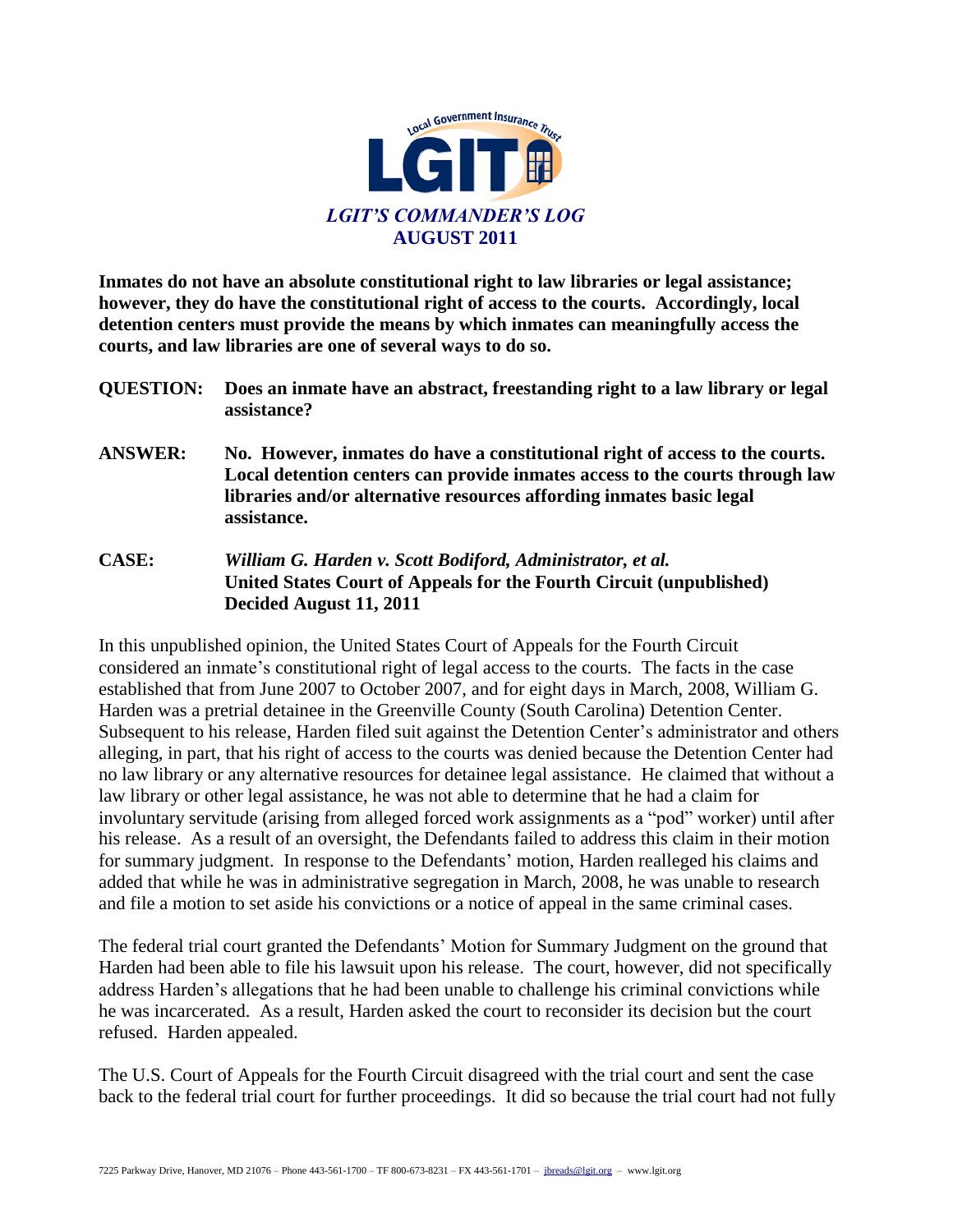Local Government Insurance Trust

LGIT

*LGIT'S COMMANDER'S LOG*

**AUGUST 2011**

**Inmates do not have an absolute constitutional right to law libraries or legal assistance; however, they do have the constitutional right of access to the courts. Accordingly, local detention centers must provide the means by which inmates can meaningfully access the courts, and law libraries are one of several ways to do so.**

**QUESTION:** **Does an inmate have an abstract, freestanding right to a law library or legal assistance?**

**ANSWER:** **No. However, inmates do have a constitutional right of access to the courts. Local detention centers can provide inmates access to the courts through law libraries and/or alternative resources affording inmates basic legal assistance.**

**CASE:** ***William G. Harden v. Scott Bodiford, Administrator, et al.*** **United States Court of Appeals for the Fourth Circuit (unpublished) Decided August 11, 2011**

In this unpublished opinion, the United States Court of Appeals for the Fourth Circuit considered an inmate's constitutional right of legal access to the courts. The facts in the case established that from June 2007 to October 2007, and for eight days in March, 2008, William G. Harden was a pretrial detainee in the Greenville County (South Carolina) Detention Center. Subsequent to his release, Harden filed suit against the Detention Center's administrator and others alleging, in part, that his right of access to the courts was denied because the Detention Center had no law library or any alternative resources for detainee legal assistance. He claimed that without a law library or other legal assistance, he was not able to determine that he had a claim for involuntary servitude (arising from alleged forced work assignments as a "pod" worker) until after his release. As a result of an oversight, the Defendants failed to address this claim in their motion for summary judgment. In response to the Defendants' motion, Harden realleged his claims and added that while he was in administrative segregation in March, 2008, he was unable to research and file a motion to set aside his convictions or a notice of appeal in the same criminal cases.

The federal trial court granted the Defendants' Motion for Summary Judgment on the ground that Harden had been able to file his lawsuit upon his release. The court, however, did not specifically address Harden's allegations that he had been unable to challenge his criminal convictions while he was incarcerated. As a result, Harden asked the court to reconsider its decision but the court refused. Harden appealed.

The U.S. Court of Appeals for the Fourth Circuit disagreed with the trial court and sent the case back to the federal trial court for further proceedings. It did so because the trial court had not fully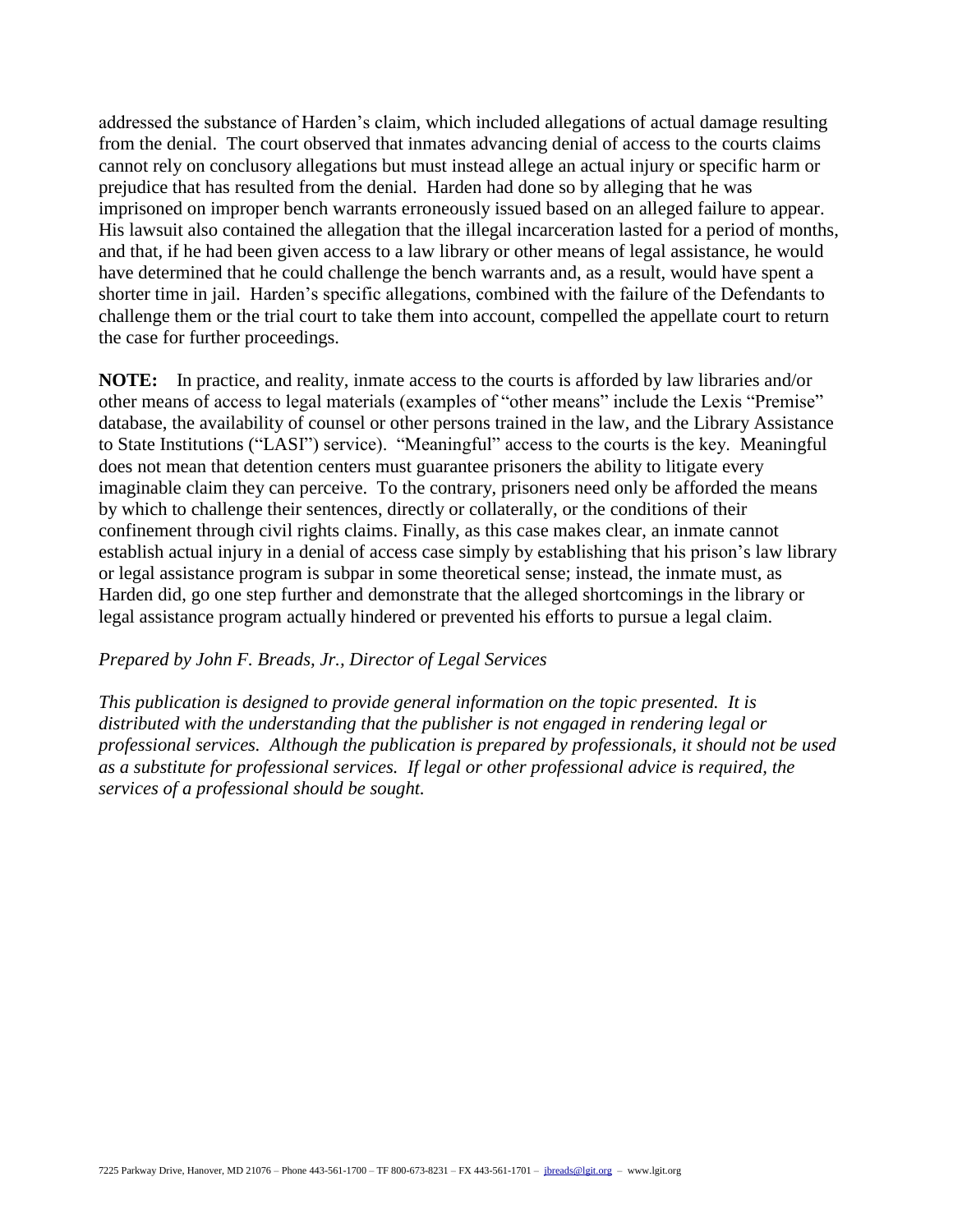addressed the substance of Harden's claim, which included allegations of actual damage resulting from the denial. The court observed that inmates advancing denial of access to the courts claims cannot rely on conclusory allegations but must instead allege an actual injury or specific harm or prejudice that has resulted from the denial. Harden had done so by alleging that he was imprisoned on improper bench warrants erroneously issued based on an alleged failure to appear. His lawsuit also contained the allegation that the illegal incarceration lasted for a period of months, and that, if he had been given access to a law library or other means of legal assistance, he would have determined that he could challenge the bench warrants and, as a result, would have spent a shorter time in jail. Harden's specific allegations, combined with the failure of the Defendants to challenge them or the trial court to take them into account, compelled the appellate court to return the case for further proceedings.

**NOTE:** In practice, and reality, inmate access to the courts is afforded by law libraries and/or other means of access to legal materials (examples of "other means" include the Lexis "Premise" database, the availability of counsel or other persons trained in the law, and the Library Assistance to State Institutions ("LASI") service). "Meaningful" access to the courts is the key. Meaningful does not mean that detention centers must guarantee prisoners the ability to litigate every imaginable claim they can perceive. To the contrary, prisoners need only be afforded the means by which to challenge their sentences, directly or collaterally, or the conditions of their confinement through civil rights claims. Finally, as this case makes clear, an inmate cannot establish actual injury in a denial of access case simply by establishing that his prison's law library or legal assistance program is subpar in some theoretical sense; instead, the inmate must, as Harden did, go one step further and demonstrate that the alleged shortcomings in the library or legal assistance program actually hindered or prevented his efforts to pursue a legal claim.

*Prepared by John F. Breads, Jr., Director of Legal Services*

*This publication is designed to provide general information on the topic presented. It is distributed with the understanding that the publisher is not engaged in rendering legal or professional services. Although the publication is prepared by professionals, it should not be used as a substitute for professional services. If legal or other professional advice is required, the services of a professional should be sought.*

7225 Parkway Drive, Hanover, MD 21076 – Phone 443-561-1700 – TF 800-673-8231 – FX 443-561-1701 – jbreads@lgit.org – www.lgit.org